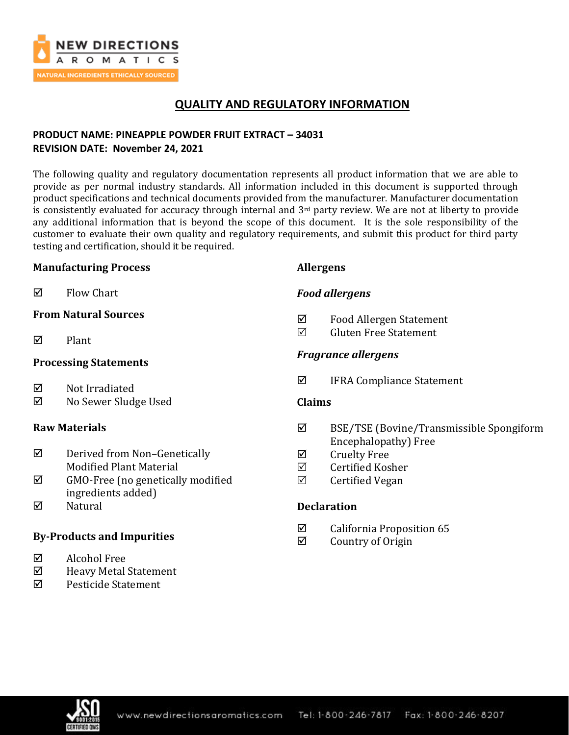# QUALITY AND REGULATORY INFORMATION

**PRODUCT NAME: PINEAPPLE POWDER FRUIT EXTRACT – 34031**
**REVISION DATE: November 24, 2021**

The following quality and regulatory documentation represents all product information that we are able to provide as per normal industry standards. All information included in this document is supported through product specifications and technical documents provided from the manufacturer. Manufacturer documentation is consistently evaluated for accuracy through internal and 3rd party review. We are not at liberty to provide any additional information that is beyond the scope of this document. It is the sole responsibility of the customer to evaluate their own quality and regulatory requirements, and submit this product for third party testing and certification, should it be required.

### Manufacturing Process

- ☑ Flow Chart

### From Natural Sources

- ☑ Plant

### Processing Statements

- ☑ Not Irradiated
- ☑ No Sewer Sludge Used

### Raw Materials

- ☑ Derived from Non–Genetically Modified Plant Material
- ☑ GMO-Free (no genetically modified ingredients added)
- ☑ Natural

### By-Products and Impurities

- ☑ Alcohol Free
- ☑ Heavy Metal Statement
- ☑ Pesticide Statement

### Allergens

#### *Food allergens*

- ☑ Food Allergen Statement
- ☑ Gluten Free Statement

#### *Fragrance allergens*

- ☑ IFRA Compliance Statement

### Claims

- ☑ BSE/TSE (Bovine/Transmissible Spongiform Encephalopathy) Free
- ☑ Cruelty Free
- ☑ Certified Kosher
- ☑ Certified Vegan

### Declaration

- ☑ California Proposition 65
- ☑ Country of Origin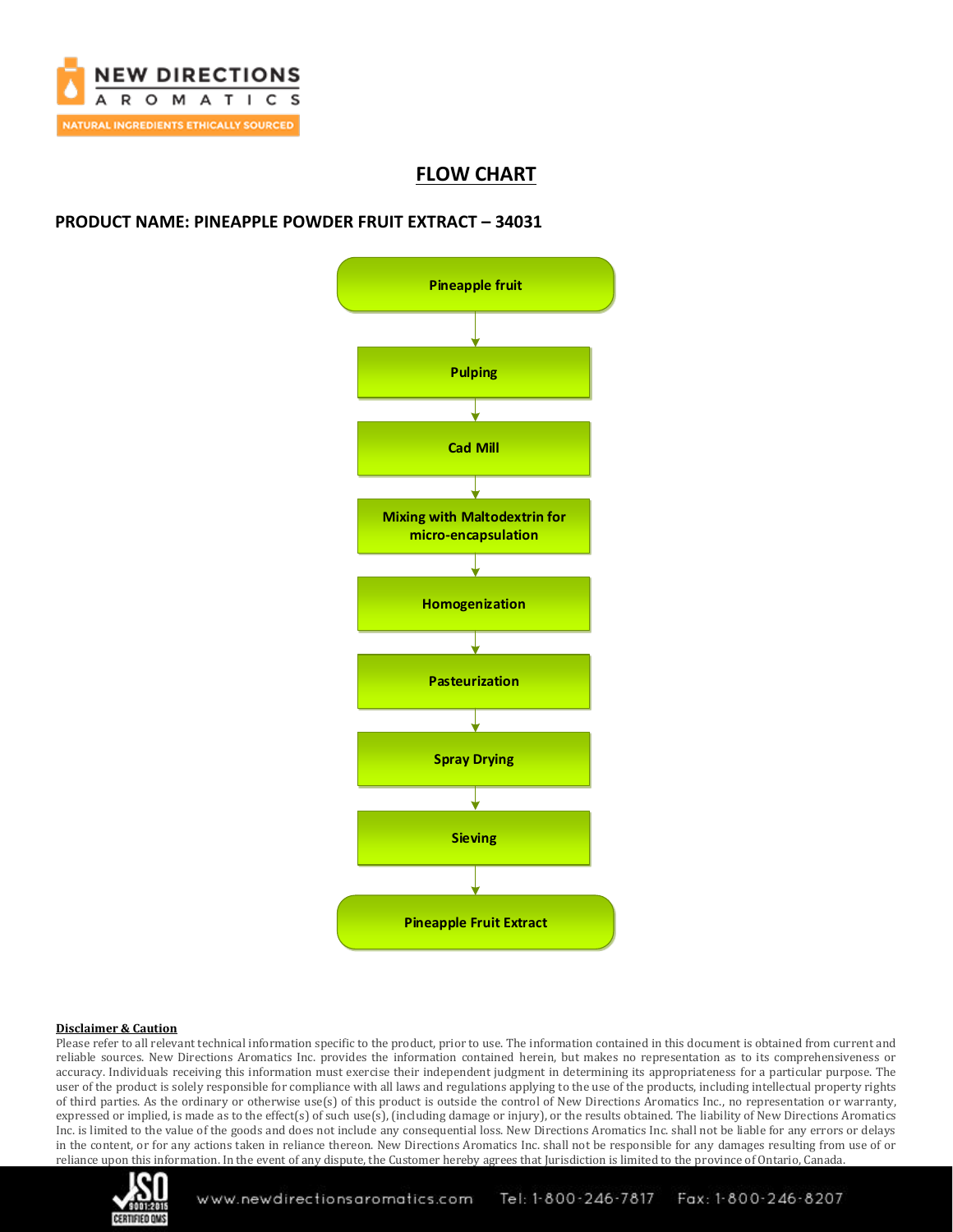# FLOW CHART

**PRODUCT NAME: PINEAPPLE POWDER FRUIT EXTRACT – 34031**

**Pineapple fruit**

↓

**Pulping**

↓

**Cad Mill**

↓

**Mixing with Maltodextrin for micro-encapsulation**

↓

**Homogenization**

↓

**Pasteurization**

↓

**Spray Drying**

↓

**Sieving**

↓

**Pineapple Fruit Extract**

**Disclaimer & Caution**

Please refer to all relevant technical information specific to the product, prior to use. The information contained in this document is obtained from current and reliable sources. New Directions Aromatics Inc. provides the information contained herein, but makes no representation as to its comprehensiveness or accuracy. Individuals receiving this information must exercise their independent judgment in determining its appropriateness for a particular purpose. The user of the product is solely responsible for compliance with all laws and regulations applying to the use of the products, including intellectual property rights of third parties. As the ordinary or otherwise use(s) of this product is outside the control of New Directions Aromatics Inc., no representation or warranty, expressed or implied, is made as to the effect(s) of such use(s), (including damage or injury), or the results obtained. The liability of New Directions Aromatics Inc. is limited to the value of the goods and does not include any consequential loss. New Directions Aromatics Inc. shall not be liable for any errors or delays in the content, or for any actions taken in reliance thereon. New Directions Aromatics Inc. shall not be responsible for any damages resulting from use of or reliance upon this information. In the event of any dispute, the Customer hereby agrees that Jurisdiction is limited to the province of Ontario, Canada.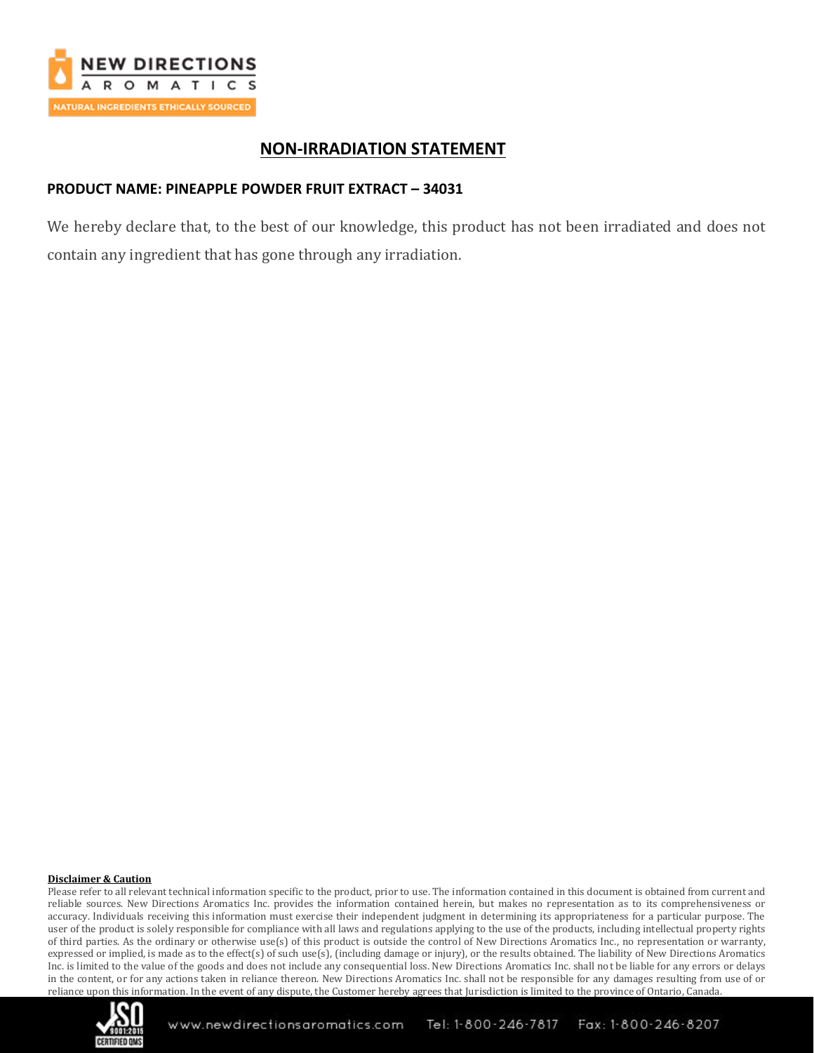# NON-IRRADIATION STATEMENT

**PRODUCT NAME: PINEAPPLE POWDER FRUIT EXTRACT – 34031**

We hereby declare that, to the best of our knowledge, this product has not been irradiated and does not contain any ingredient that has gone through any irradiation.

**Disclaimer & Caution**

Please refer to all relevant technical information specific to the product, prior to use. The information contained in this document is obtained from current and reliable sources. New Directions Aromatics Inc. provides the information contained herein, but makes no representation as to its comprehensiveness or accuracy. Individuals receiving this information must exercise their independent judgment in determining its appropriateness for a particular purpose. The user of the product is solely responsible for compliance with all laws and regulations applying to the use of the products, including intellectual property rights of third parties. As the ordinary or otherwise use(s) of this product is outside the control of New Directions Aromatics Inc., no representation or warranty, expressed or implied, is made as to the effect(s) of such use(s), (including damage or injury), or the results obtained. The liability of New Directions Aromatics Inc. is limited to the value of the goods and does not include any consequential loss. New Directions Aromatics Inc. shall not be liable for any errors or delays in the content, or for any actions taken in reliance thereon. New Directions Aromatics Inc. shall not be responsible for any damages resulting from use of or reliance upon this information. In the event of any dispute, the Customer hereby agrees that Jurisdiction is limited to the province of Ontario, Canada.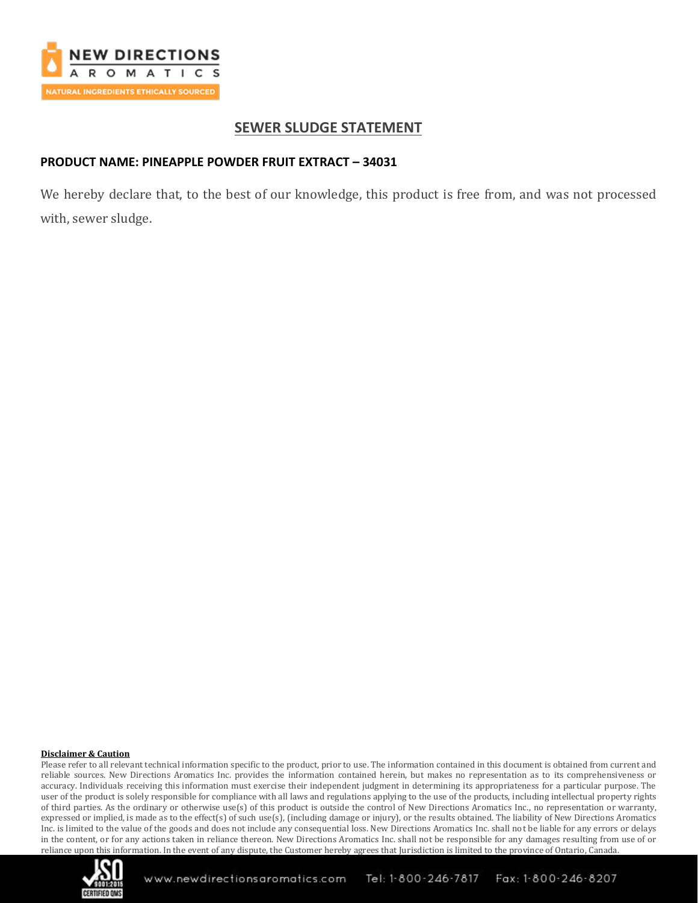# SEWER SLUDGE STATEMENT

**PRODUCT NAME: PINEAPPLE POWDER FRUIT EXTRACT – 34031**

We hereby declare that, to the best of our knowledge, this product is free from, and was not processed with, sewer sludge.

**Disclaimer & Caution**

Please refer to all relevant technical information specific to the product, prior to use. The information contained in this document is obtained from current and reliable sources. New Directions Aromatics Inc. provides the information contained herein, but makes no representation as to its comprehensiveness or accuracy. Individuals receiving this information must exercise their independent judgment in determining its appropriateness for a particular purpose. The user of the product is solely responsible for compliance with all laws and regulations applying to the use of the products, including intellectual property rights of third parties. As the ordinary or otherwise use(s) of this product is outside the control of New Directions Aromatics Inc., no representation or warranty, expressed or implied, is made as to the effect(s) of such use(s), (including damage or injury), or the results obtained. The liability of New Directions Aromatics Inc. is limited to the value of the goods and does not include any consequential loss. New Directions Aromatics Inc. shall not be liable for any errors or delays in the content, or for any actions taken in reliance thereon. New Directions Aromatics Inc. shall not be responsible for any damages resulting from use of or reliance upon this information. In the event of any dispute, the Customer hereby agrees that Jurisdiction is limited to the province of Ontario, Canada.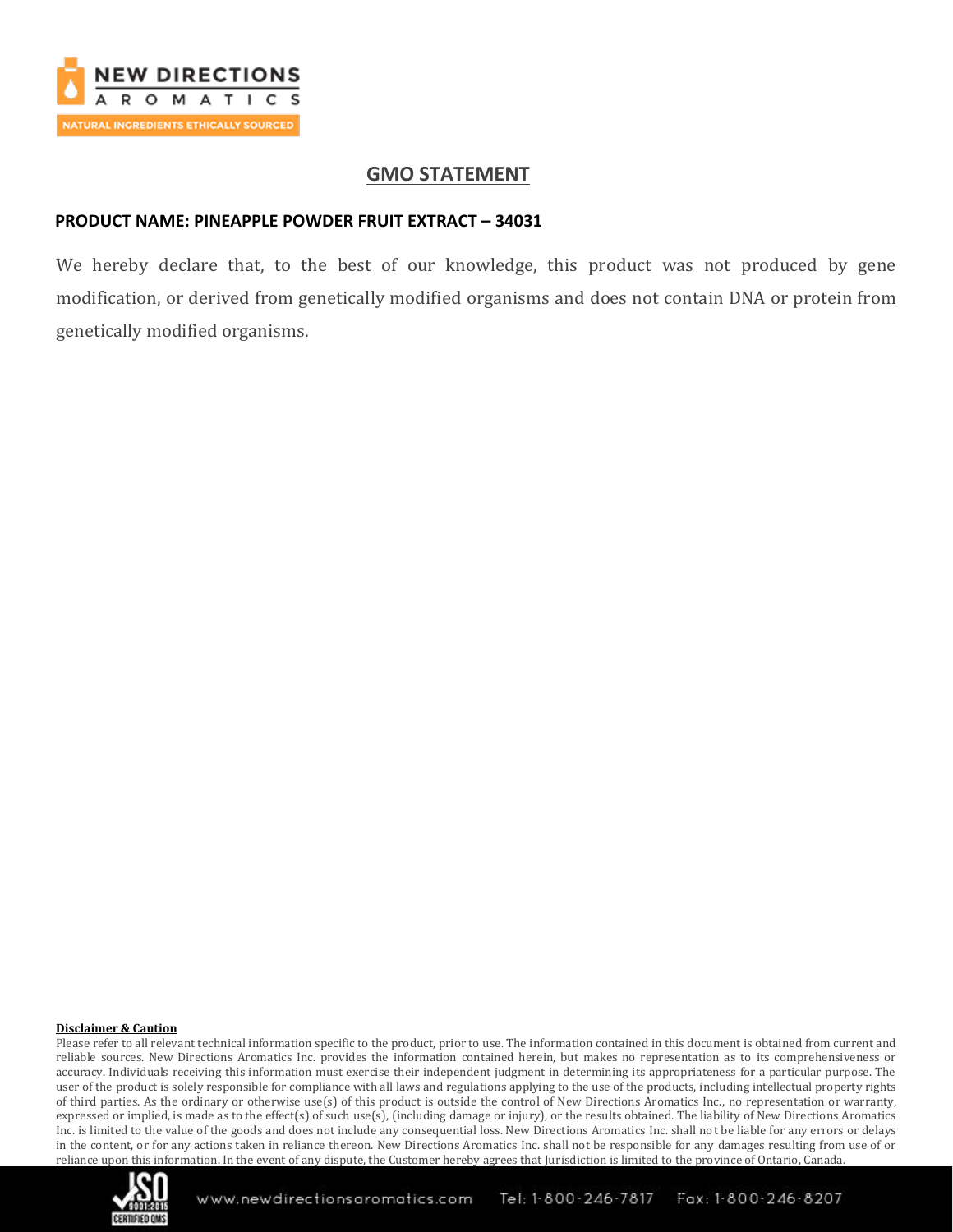## GMO STATEMENT

**PRODUCT NAME: PINEAPPLE POWDER FRUIT EXTRACT – 34031**

We hereby declare that, to the best of our knowledge, this product was not produced by gene modification, or derived from genetically modified organisms and does not contain DNA or protein from genetically modified organisms.

**Disclaimer & Caution**

Please refer to all relevant technical information specific to the product, prior to use. The information contained in this document is obtained from current and reliable sources. New Directions Aromatics Inc. provides the information contained herein, but makes no representation as to its comprehensiveness or accuracy. Individuals receiving this information must exercise their independent judgment in determining its appropriateness for a particular purpose. The user of the product is solely responsible for compliance with all laws and regulations applying to the use of the products, including intellectual property rights of third parties. As the ordinary or otherwise use(s) of this product is outside the control of New Directions Aromatics Inc., no representation or warranty, expressed or implied, is made as to the effect(s) of such use(s), (including damage or injury), or the results obtained. The liability of New Directions Aromatics Inc. is limited to the value of the goods and does not include any consequential loss. New Directions Aromatics Inc. shall not be liable for any errors or delays in the content, or for any actions taken in reliance thereon. New Directions Aromatics Inc. shall not be responsible for any damages resulting from use of or reliance upon this information. In the event of any dispute, the Customer hereby agrees that Jurisdiction is limited to the province of Ontario, Canada.

www.newdirectionsaromatics.com Tel: 1-800-246-7817 Fax: 1-800-246-8207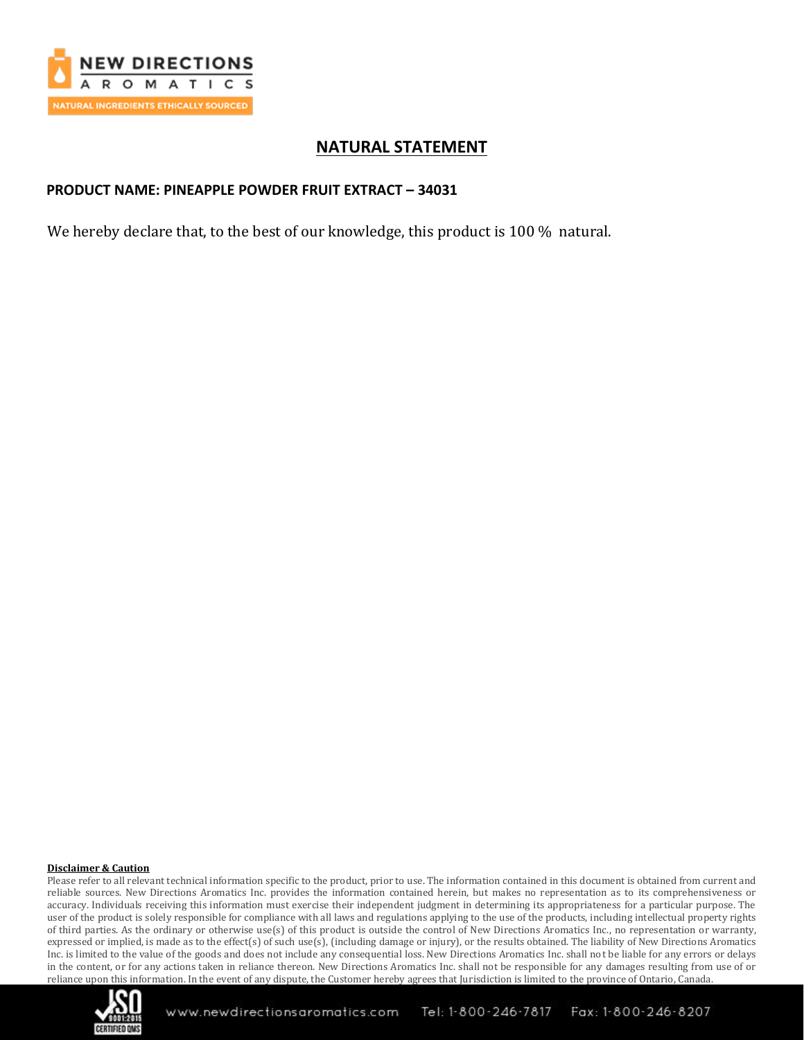## NATURAL STATEMENT

**PRODUCT NAME: PINEAPPLE POWDER FRUIT EXTRACT – 34031**

We hereby declare that, to the best of our knowledge, this product is 100 % natural.

**Disclaimer & Caution**

Please refer to all relevant technical information specific to the product, prior to use. The information contained in this document is obtained from current and reliable sources. New Directions Aromatics Inc. provides the information contained herein, but makes no representation as to its comprehensiveness or accuracy. Individuals receiving this information must exercise their independent judgment in determining its appropriateness for a particular purpose. The user of the product is solely responsible for compliance with all laws and regulations applying to the use of the products, including intellectual property rights of third parties. As the ordinary or otherwise use(s) of this product is outside the control of New Directions Aromatics Inc., no representation or warranty, expressed or implied, is made as to the effect(s) of such use(s), (including damage or injury), or the results obtained. The liability of New Directions Aromatics Inc. is limited to the value of the goods and does not include any consequential loss. New Directions Aromatics Inc. shall not be liable for any errors or delays in the content, or for any actions taken in reliance thereon. New Directions Aromatics Inc. shall not be responsible for any damages resulting from use of or reliance upon this information. In the event of any dispute, the Customer hereby agrees that Jurisdiction is limited to the province of Ontario, Canada.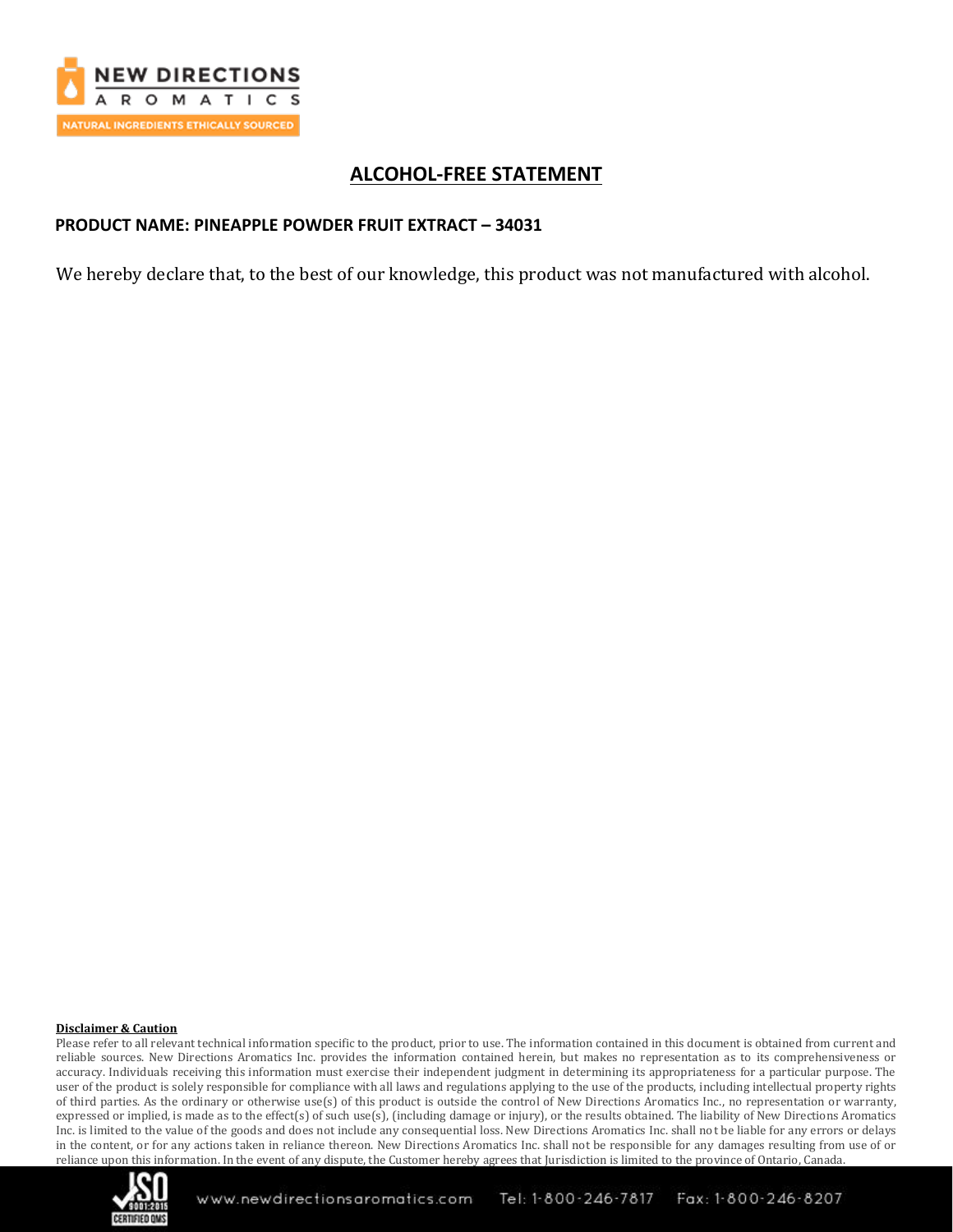# ALCOHOL-FREE STATEMENT

**PRODUCT NAME: PINEAPPLE POWDER FRUIT EXTRACT – 34031**

We hereby declare that, to the best of our knowledge, this product was not manufactured with alcohol.

**Disclaimer & Caution**

Please refer to all relevant technical information specific to the product, prior to use. The information contained in this document is obtained from current and reliable sources. New Directions Aromatics Inc. provides the information contained herein, but makes no representation as to its comprehensiveness or accuracy. Individuals receiving this information must exercise their independent judgment in determining its appropriateness for a particular purpose. The user of the product is solely responsible for compliance with all laws and regulations applying to the use of the products, including intellectual property rights of third parties. As the ordinary or otherwise use(s) of this product is outside the control of New Directions Aromatics Inc., no representation or warranty, expressed or implied, is made as to the effect(s) of such use(s), (including damage or injury), or the results obtained. The liability of New Directions Aromatics Inc. is limited to the value of the goods and does not include any consequential loss. New Directions Aromatics Inc. shall not be liable for any errors or delays in the content, or for any actions taken in reliance thereon. New Directions Aromatics Inc. shall not be responsible for any damages resulting from use of or reliance upon this information. In the event of any dispute, the Customer hereby agrees that Jurisdiction is limited to the province of Ontario, Canada.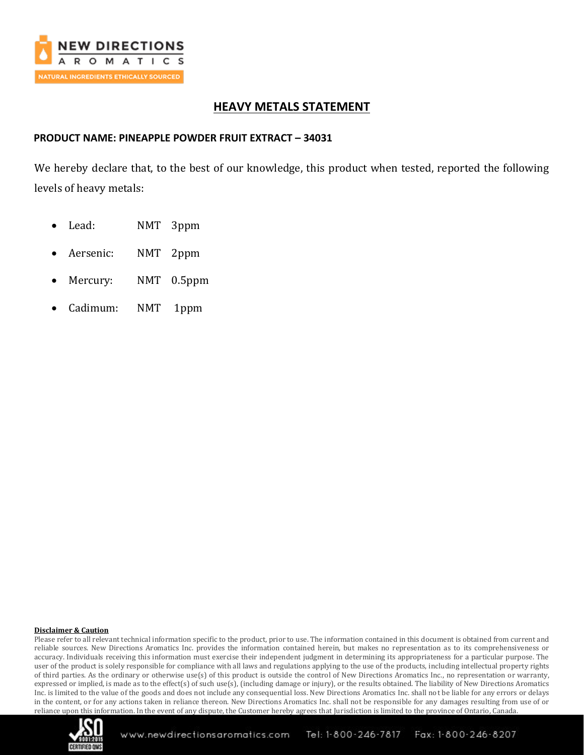# HEAVY METALS STATEMENT

**PRODUCT NAME: PINEAPPLE POWDER FRUIT EXTRACT – 34031**

We hereby declare that, to the best of our knowledge, this product when tested, reported the following levels of heavy metals:

- Lead: NMT 3ppm
- Aersenic: NMT 2ppm
- Mercury: NMT 0.5ppm
- Cadimum: NMT 1ppm

**Disclaimer & Caution**

Please refer to all relevant technical information specific to the product, prior to use. The information contained in this document is obtained from current and reliable sources. New Directions Aromatics Inc. provides the information contained herein, but makes no representation as to its comprehensiveness or accuracy. Individuals receiving this information must exercise their independent judgment in determining its appropriateness for a particular purpose. The user of the product is solely responsible for compliance with all laws and regulations applying to the use of the products, including intellectual property rights of third parties. As the ordinary or otherwise use(s) of this product is outside the control of New Directions Aromatics Inc., no representation or warranty, expressed or implied, is made as to the effect(s) of such use(s), (including damage or injury), or the results obtained. The liability of New Directions Aromatics Inc. is limited to the value of the goods and does not include any consequential loss. New Directions Aromatics Inc. shall not be liable for any errors or delays in the content, or for any actions taken in reliance thereon. New Directions Aromatics Inc. shall not be responsible for any damages resulting from use of or reliance upon this information. In the event of any dispute, the Customer hereby agrees that Jurisdiction is limited to the province of Ontario, Canada.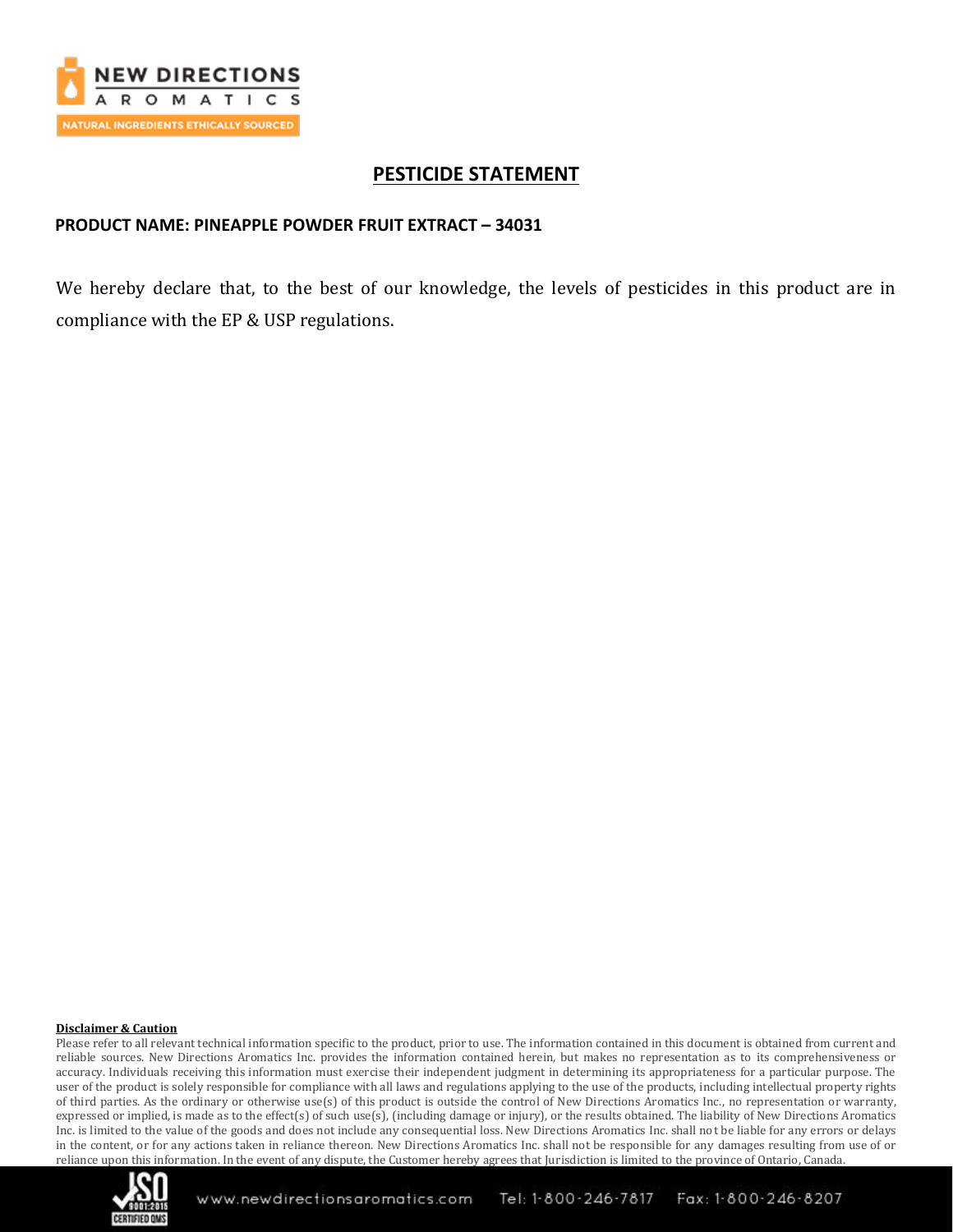# PESTICIDE STATEMENT

**PRODUCT NAME: PINEAPPLE POWDER FRUIT EXTRACT – 34031**

We hereby declare that, to the best of our knowledge, the levels of pesticides in this product are in compliance with the EP & USP regulations.

**Disclaimer & Caution**

Please refer to all relevant technical information specific to the product, prior to use. The information contained in this document is obtained from current and reliable sources. New Directions Aromatics Inc. provides the information contained herein, but makes no representation as to its comprehensiveness or accuracy. Individuals receiving this information must exercise their independent judgment in determining its appropriateness for a particular purpose. The user of the product is solely responsible for compliance with all laws and regulations applying to the use of the products, including intellectual property rights of third parties. As the ordinary or otherwise use(s) of this product is outside the control of New Directions Aromatics Inc., no representation or warranty, expressed or implied, is made as to the effect(s) of such use(s), (including damage or injury), or the results obtained. The liability of New Directions Aromatics Inc. is limited to the value of the goods and does not include any consequential loss. New Directions Aromatics Inc. shall not be liable for any errors or delays in the content, or for any actions taken in reliance thereon. New Directions Aromatics Inc. shall not be responsible for any damages resulting from use of or reliance upon this information. In the event of any dispute, the Customer hereby agrees that Jurisdiction is limited to the province of Ontario, Canada.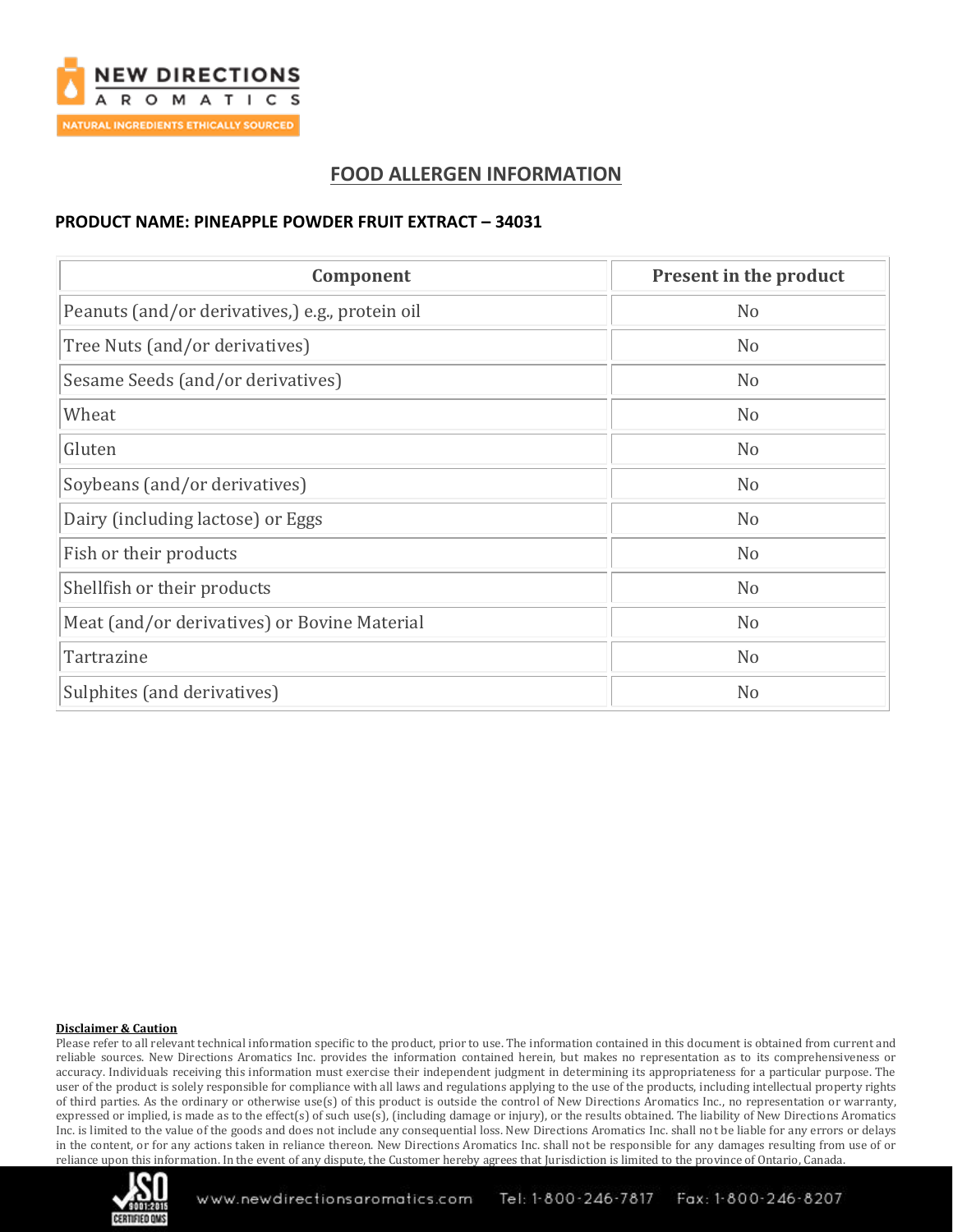## FOOD ALLERGEN INFORMATION

**PRODUCT NAME: PINEAPPLE POWDER FRUIT EXTRACT – 34031**

| Component | Present in the product |
|---|---|
| Peanuts (and/or derivatives,) e.g., protein oil | No |
| Tree Nuts (and/or derivatives) | No |
| Sesame Seeds (and/or derivatives) | No |
| Wheat | No |
| Gluten | No |
| Soybeans (and/or derivatives) | No |
| Dairy (including lactose) or Eggs | No |
| Fish or their products | No |
| Shellfish or their products | No |
| Meat (and/or derivatives) or Bovine Material | No |
| Tartrazine | No |
| Sulphites (and derivatives) | No |

**Disclaimer & Caution**

Please refer to all relevant technical information specific to the product, prior to use. The information contained in this document is obtained from current and reliable sources. New Directions Aromatics Inc. provides the information contained herein, but makes no representation as to its comprehensiveness or accuracy. Individuals receiving this information must exercise their independent judgment in determining its appropriateness for a particular purpose. The user of the product is solely responsible for compliance with all laws and regulations applying to the use of the products, including intellectual property rights of third parties. As the ordinary or otherwise use(s) of this product is outside the control of New Directions Aromatics Inc., no representation or warranty, expressed or implied, is made as to the effect(s) of such use(s), (including damage or injury), or the results obtained. The liability of New Directions Aromatics Inc. is limited to the value of the goods and does not include any consequential loss. New Directions Aromatics Inc. shall not be liable for any errors or delays in the content, or for any actions taken in reliance thereon. New Directions Aromatics Inc. shall not be responsible for any damages resulting from use of or reliance upon this information. In the event of any dispute, the Customer hereby agrees that Jurisdiction is limited to the province of Ontario, Canada.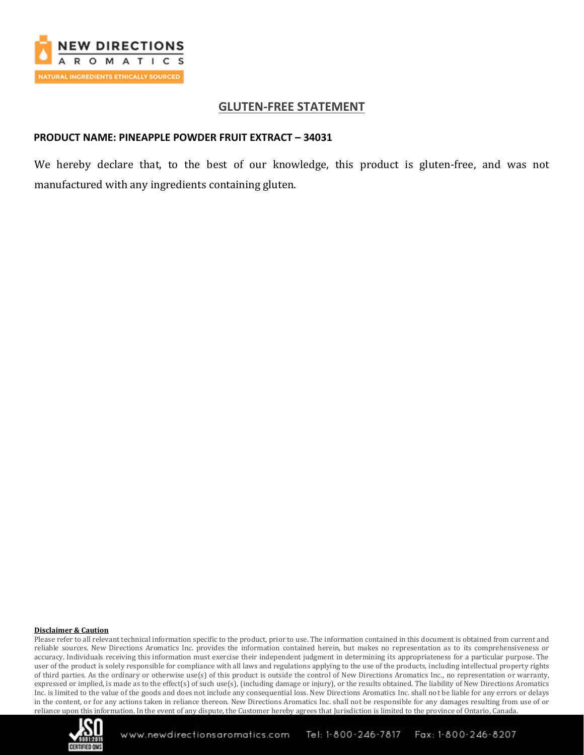## GLUTEN-FREE STATEMENT

**PRODUCT NAME: PINEAPPLE POWDER FRUIT EXTRACT – 34031**

We hereby declare that, to the best of our knowledge, this product is gluten-free, and was not manufactured with any ingredients containing gluten.

**Disclaimer & Caution**

Please refer to all relevant technical information specific to the product, prior to use. The information contained in this document is obtained from current and reliable sources. New Directions Aromatics Inc. provides the information contained herein, but makes no representation as to its comprehensiveness or accuracy. Individuals receiving this information must exercise their independent judgment in determining its appropriateness for a particular purpose. The user of the product is solely responsible for compliance with all laws and regulations applying to the use of the products, including intellectual property rights of third parties. As the ordinary or otherwise use(s) of this product is outside the control of New Directions Aromatics Inc., no representation or warranty, expressed or implied, is made as to the effect(s) of such use(s), (including damage or injury), or the results obtained. The liability of New Directions Aromatics Inc. is limited to the value of the goods and does not include any consequential loss. New Directions Aromatics Inc. shall not be liable for any errors or delays in the content, or for any actions taken in reliance thereon. New Directions Aromatics Inc. shall not be responsible for any damages resulting from use of or reliance upon this information. In the event of any dispute, the Customer hereby agrees that Jurisdiction is limited to the province of Ontario, Canada.

www.newdirectionsaromatics.com Tel: 1-800-246-7817 Fax: 1-800-246-8207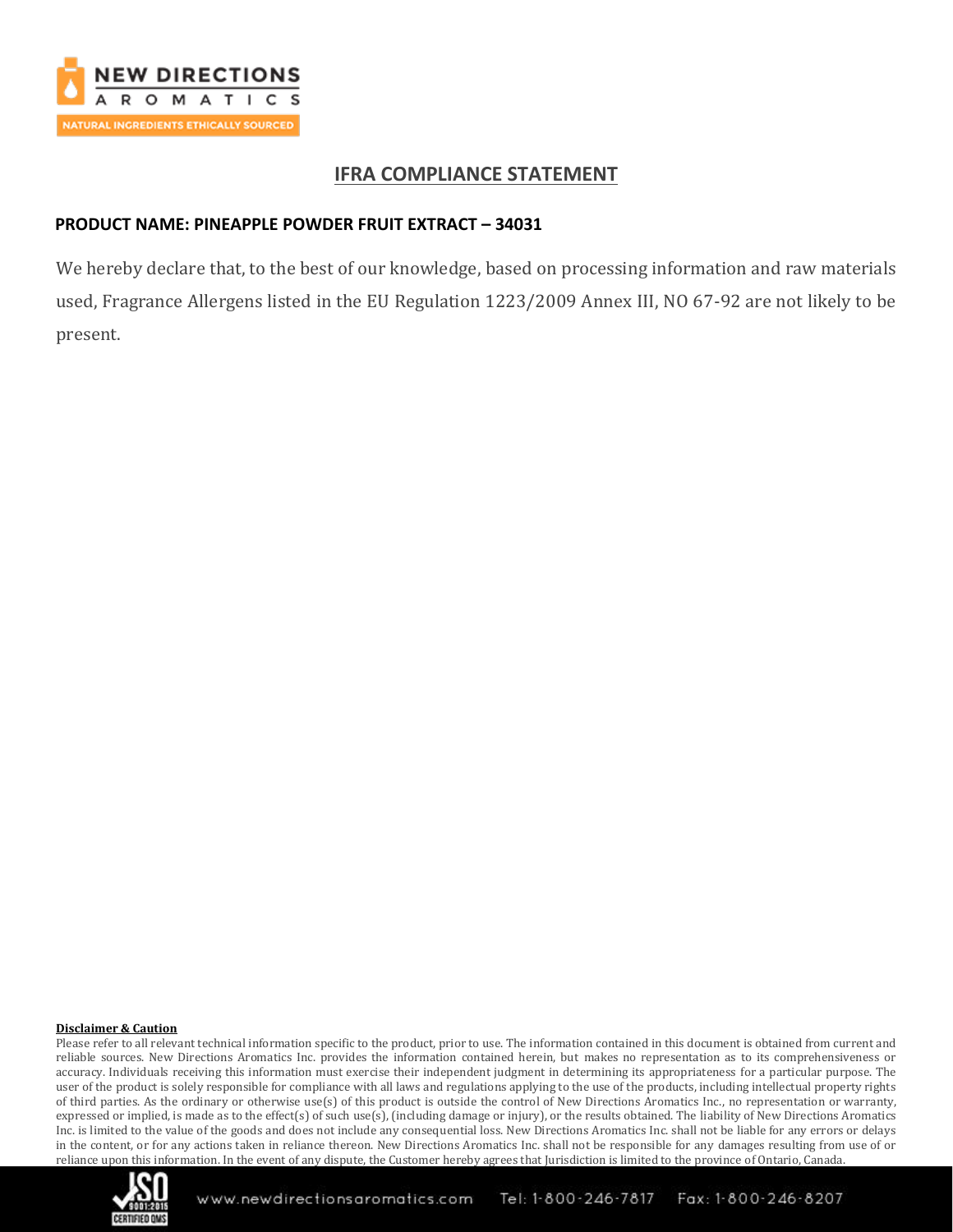# IFRA COMPLIANCE STATEMENT

**PRODUCT NAME: PINEAPPLE POWDER FRUIT EXTRACT – 34031**

We hereby declare that, to the best of our knowledge, based on processing information and raw materials used, Fragrance Allergens listed in the EU Regulation 1223/2009 Annex III, NO 67-92 are not likely to be present.

**Disclaimer & Caution**

Please refer to all relevant technical information specific to the product, prior to use. The information contained in this document is obtained from current and reliable sources. New Directions Aromatics Inc. provides the information contained herein, but makes no representation as to its comprehensiveness or accuracy. Individuals receiving this information must exercise their independent judgment in determining its appropriateness for a particular purpose. The user of the product is solely responsible for compliance with all laws and regulations applying to the use of the products, including intellectual property rights of third parties. As the ordinary or otherwise use(s) of this product is outside the control of New Directions Aromatics Inc., no representation or warranty, expressed or implied, is made as to the effect(s) of such use(s), (including damage or injury), or the results obtained. The liability of New Directions Aromatics Inc. is limited to the value of the goods and does not include any consequential loss. New Directions Aromatics Inc. shall not be liable for any errors or delays in the content, or for any actions taken in reliance thereon. New Directions Aromatics Inc. shall not be responsible for any damages resulting from use of or reliance upon this information. In the event of any dispute, the Customer hereby agrees that Jurisdiction is limited to the province of Ontario, Canada.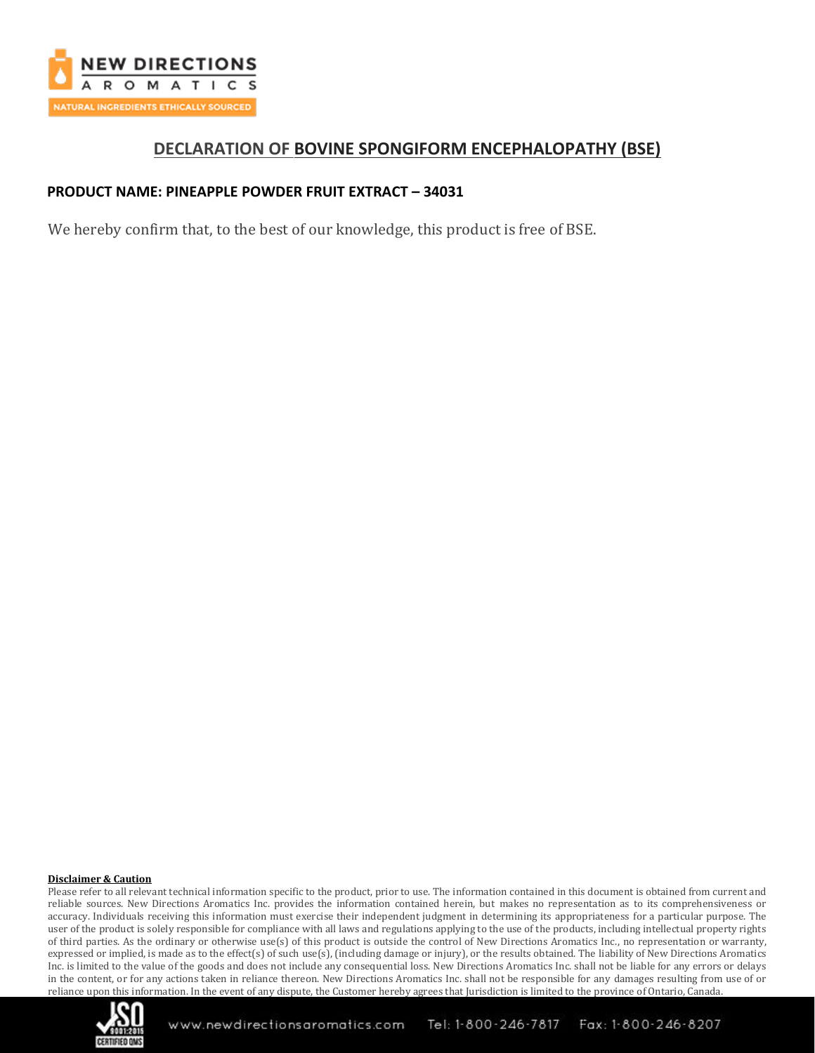# DECLARATION OF BOVINE SPONGIFORM ENCEPHALOPATHY (BSE)

**PRODUCT NAME: PINEAPPLE POWDER FRUIT EXTRACT – 34031**

We hereby confirm that, to the best of our knowledge, this product is free of BSE.

**Disclaimer & Caution**

Please refer to all relevant technical information specific to the product, prior to use. The information contained in this document is obtained from current and reliable sources. New Directions Aromatics Inc. provides the information contained herein, but makes no representation as to its comprehensiveness or accuracy. Individuals receiving this information must exercise their independent judgment in determining its appropriateness for a particular purpose. The user of the product is solely responsible for compliance with all laws and regulations applying to the use of the products, including intellectual property rights of third parties. As the ordinary or otherwise use(s) of this product is outside the control of New Directions Aromatics Inc., no representation or warranty, expressed or implied, is made as to the effect(s) of such use(s), (including damage or injury), or the results obtained. The liability of New Directions Aromatics Inc. is limited to the value of the goods and does not include any consequential loss. New Directions Aromatics Inc. shall not be liable for any errors or delays in the content, or for any actions taken in reliance thereon. New Directions Aromatics Inc. shall not be responsible for any damages resulting from use of or reliance upon this information. In the event of any dispute, the Customer hereby agrees that Jurisdiction is limited to the province of Ontario, Canada.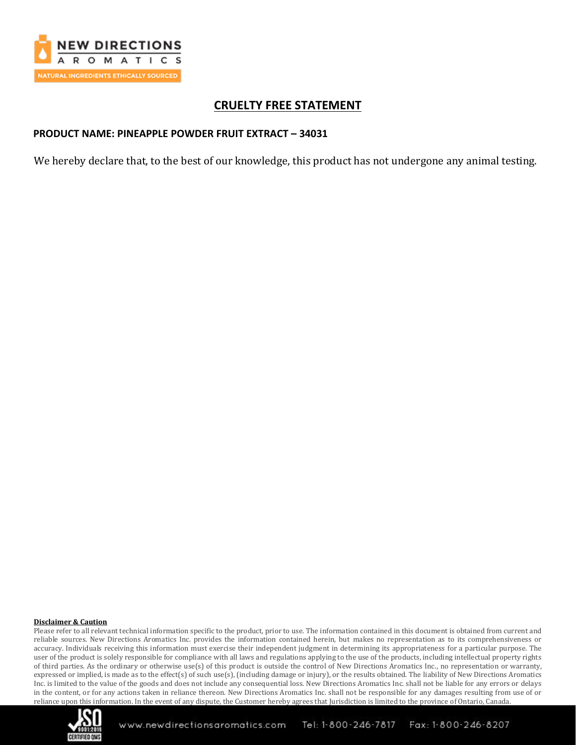# CRUELTY FREE STATEMENT

**PRODUCT NAME: PINEAPPLE POWDER FRUIT EXTRACT – 34031**

We hereby declare that, to the best of our knowledge, this product has not undergone any animal testing.

**Disclaimer & Caution**

Please refer to all relevant technical information specific to the product, prior to use. The information contained in this document is obtained from current and reliable sources. New Directions Aromatics Inc. provides the information contained herein, but makes no representation as to its comprehensiveness or accuracy. Individuals receiving this information must exercise their independent judgment in determining its appropriateness for a particular purpose. The user of the product is solely responsible for compliance with all laws and regulations applying to the use of the products, including intellectual property rights of third parties. As the ordinary or otherwise use(s) of this product is outside the control of New Directions Aromatics Inc., no representation or warranty, expressed or implied, is made as to the effect(s) of such use(s), (including damage or injury), or the results obtained. The liability of New Directions Aromatics Inc. is limited to the value of the goods and does not include any consequential loss. New Directions Aromatics Inc. shall not be liable for any errors or delays in the content, or for any actions taken in reliance thereon. New Directions Aromatics Inc. shall not be responsible for any damages resulting from use of or reliance upon this information. In the event of any dispute, the Customer hereby agrees that Jurisdiction is limited to the province of Ontario, Canada.

www.newdirectionsaromatics.com Tel: 1-800-246-7817 Fax: 1-800-246-8207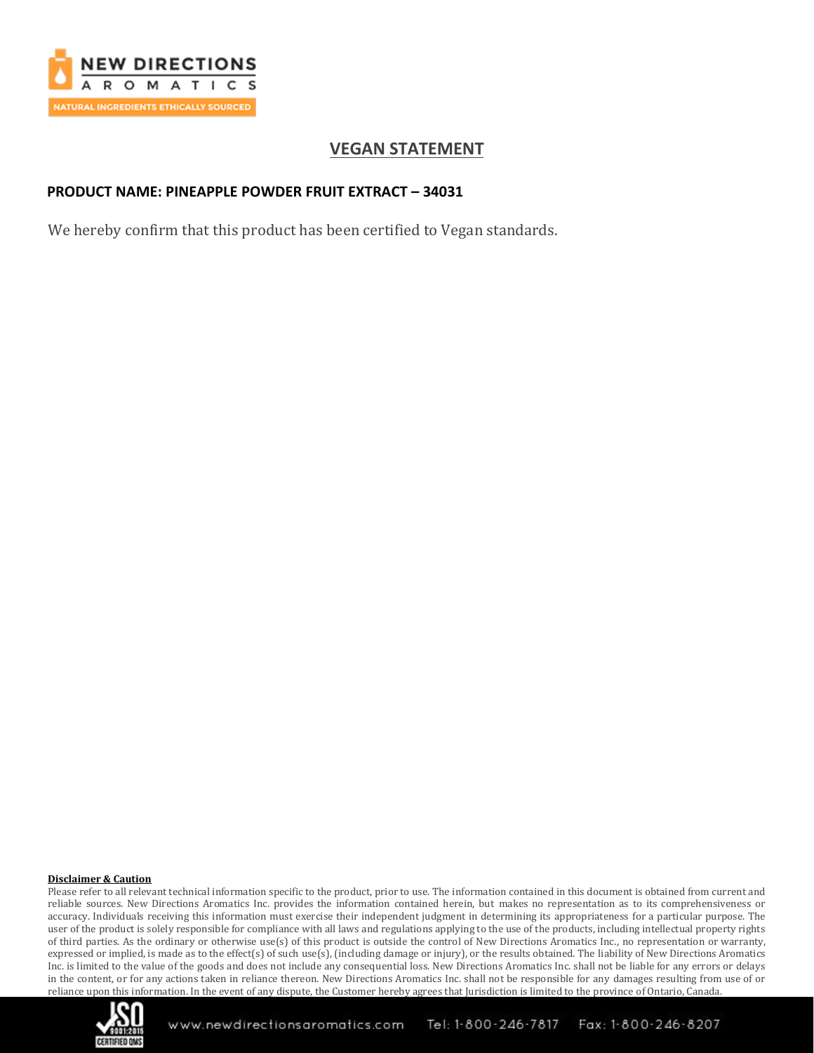# VEGAN STATEMENT

**PRODUCT NAME: PINEAPPLE POWDER FRUIT EXTRACT – 34031**

We hereby confirm that this product has been certified to Vegan standards.

**Disclaimer & Caution**

Please refer to all relevant technical information specific to the product, prior to use. The information contained in this document is obtained from current and reliable sources. New Directions Aromatics Inc. provides the information contained herein, but makes no representation as to its comprehensiveness or accuracy. Individuals receiving this information must exercise their independent judgment in determining its appropriateness for a particular purpose. The user of the product is solely responsible for compliance with all laws and regulations applying to the use of the products, including intellectual property rights of third parties. As the ordinary or otherwise use(s) of this product is outside the control of New Directions Aromatics Inc., no representation or warranty, expressed or implied, is made as to the effect(s) of such use(s), (including damage or injury), or the results obtained. The liability of New Directions Aromatics Inc. is limited to the value of the goods and does not include any consequential loss. New Directions Aromatics Inc. shall not be liable for any errors or delays in the content, or for any actions taken in reliance thereon. New Directions Aromatics Inc. shall not be responsible for any damages resulting from use of or reliance upon this information. In the event of any dispute, the Customer hereby agrees that Jurisdiction is limited to the province of Ontario, Canada.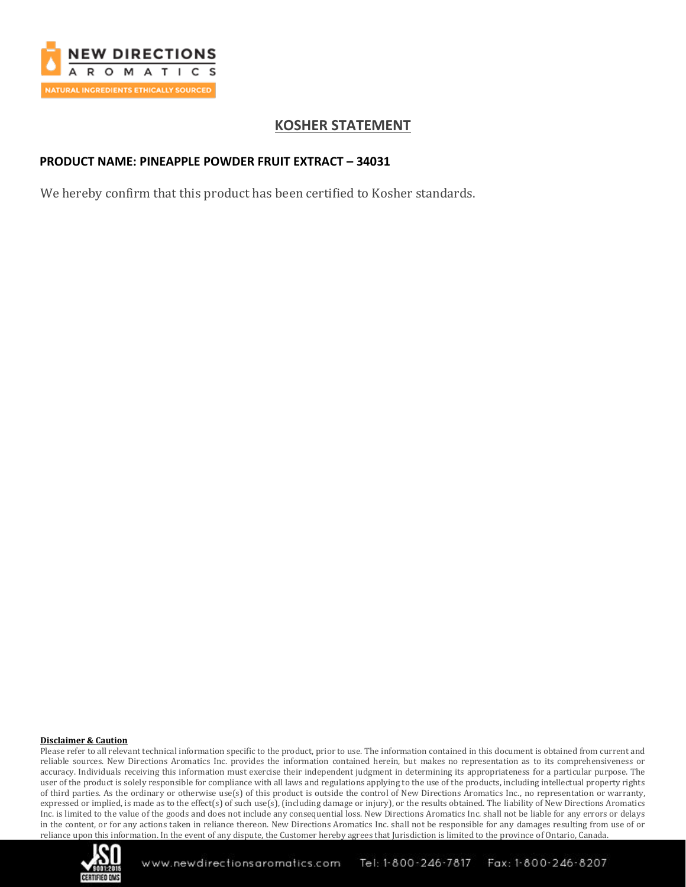# KOSHER STATEMENT

**PRODUCT NAME: PINEAPPLE POWDER FRUIT EXTRACT – 34031**

We hereby confirm that this product has been certified to Kosher standards.

**Disclaimer & Caution**

Please refer to all relevant technical information specific to the product, prior to use. The information contained in this document is obtained from current and reliable sources. New Directions Aromatics Inc. provides the information contained herein, but makes no representation as to its comprehensiveness or accuracy. Individuals receiving this information must exercise their independent judgment in determining its appropriateness for a particular purpose. The user of the product is solely responsible for compliance with all laws and regulations applying to the use of the products, including intellectual property rights of third parties. As the ordinary or otherwise use(s) of this product is outside the control of New Directions Aromatics Inc., no representation or warranty, expressed or implied, is made as to the effect(s) of such use(s), (including damage or injury), or the results obtained. The liability of New Directions Aromatics Inc. is limited to the value of the goods and does not include any consequential loss. New Directions Aromatics Inc. shall not be liable for any errors or delays in the content, or for any actions taken in reliance thereon. New Directions Aromatics Inc. shall not be responsible for any damages resulting from use of or reliance upon this information. In the event of any dispute, the Customer hereby agrees that Jurisdiction is limited to the province of Ontario, Canada.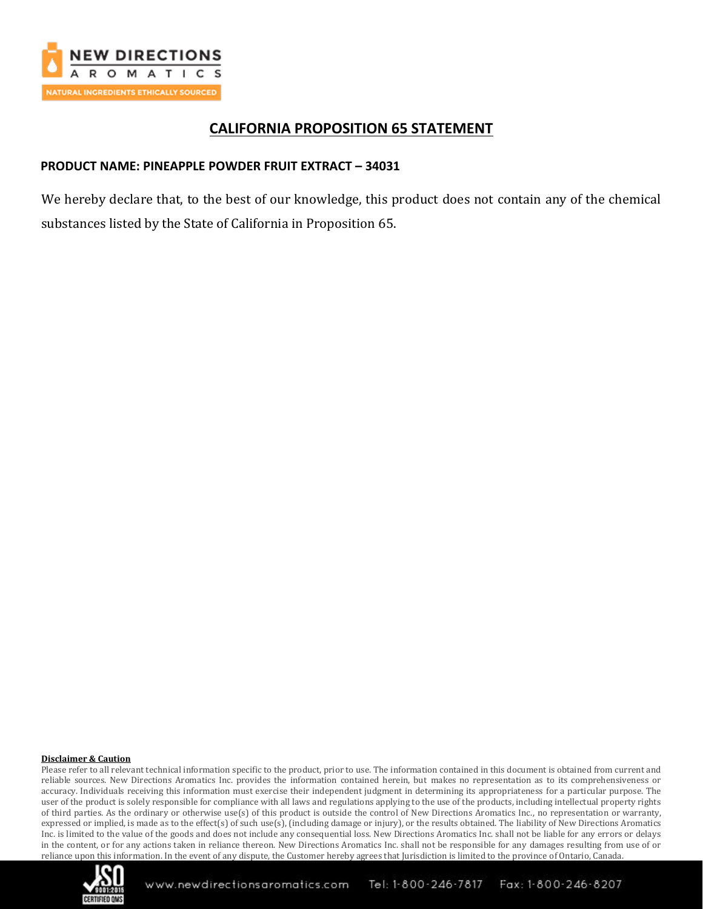# CALIFORNIA PROPOSITION 65 STATEMENT

**PRODUCT NAME: PINEAPPLE POWDER FRUIT EXTRACT – 34031**

We hereby declare that, to the best of our knowledge, this product does not contain any of the chemical substances listed by the State of California in Proposition 65.

**Disclaimer & Caution**

Please refer to all relevant technical information specific to the product, prior to use. The information contained in this document is obtained from current and reliable sources. New Directions Aromatics Inc. provides the information contained herein, but makes no representation as to its comprehensiveness or accuracy. Individuals receiving this information must exercise their independent judgment in determining its appropriateness for a particular purpose. The user of the product is solely responsible for compliance with all laws and regulations applying to the use of the products, including intellectual property rights of third parties. As the ordinary or otherwise use(s) of this product is outside the control of New Directions Aromatics Inc., no representation or warranty, expressed or implied, is made as to the effect(s) of such use(s), (including damage or injury), or the results obtained. The liability of New Directions Aromatics Inc. is limited to the value of the goods and does not include any consequential loss. New Directions Aromatics Inc. shall not be liable for any errors or delays in the content, or for any actions taken in reliance thereon. New Directions Aromatics Inc. shall not be responsible for any damages resulting from use of or reliance upon this information. In the event of any dispute, the Customer hereby agrees that Jurisdiction is limited to the province of Ontario, Canada.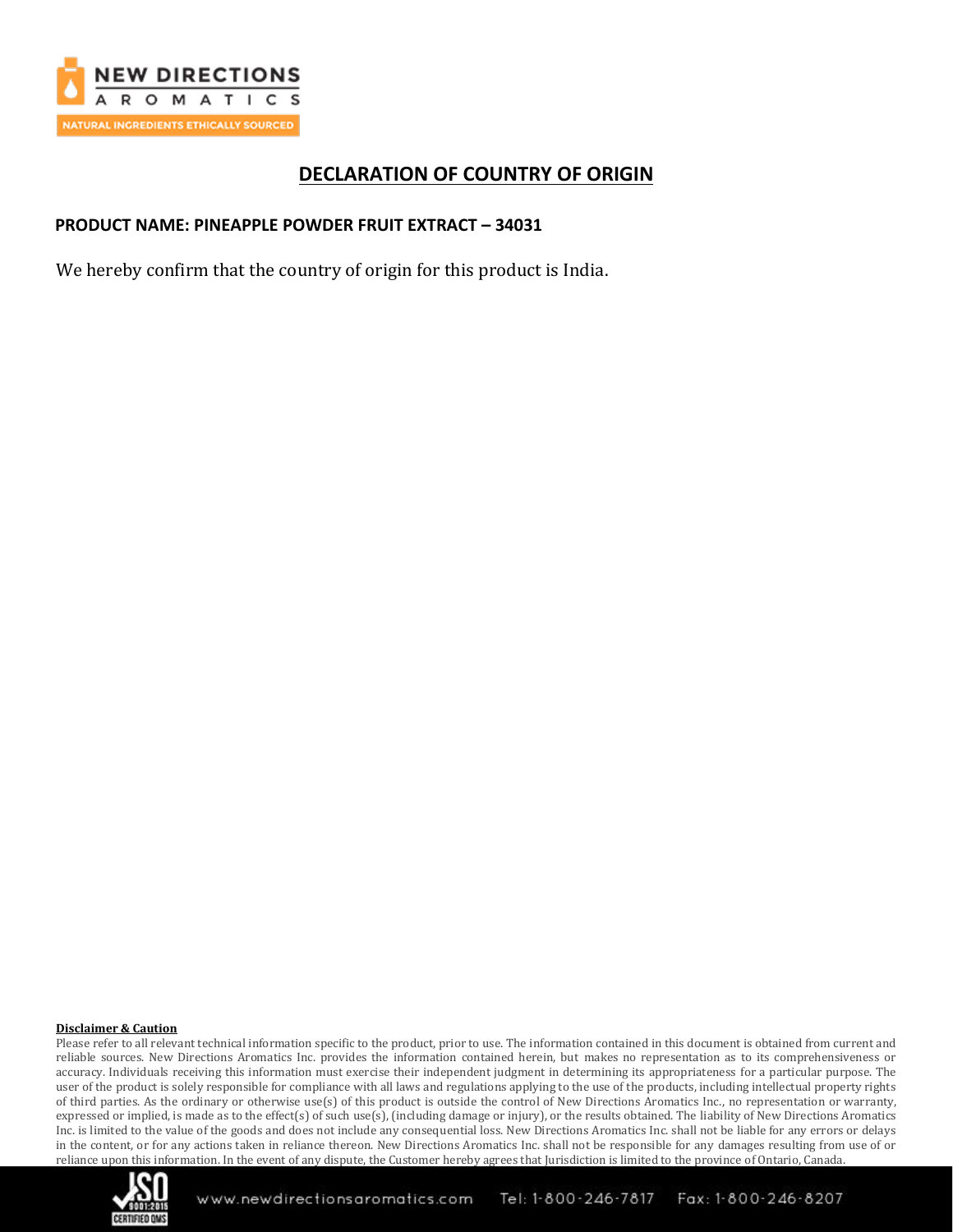# DECLARATION OF COUNTRY OF ORIGIN

**PRODUCT NAME: PINEAPPLE POWDER FRUIT EXTRACT – 34031**

We hereby confirm that the country of origin for this product is India.

**Disclaimer & Caution**

Please refer to all relevant technical information specific to the product, prior to use. The information contained in this document is obtained from current and reliable sources. New Directions Aromatics Inc. provides the information contained herein, but makes no representation as to its comprehensiveness or accuracy. Individuals receiving this information must exercise their independent judgment in determining its appropriateness for a particular purpose. The user of the product is solely responsible for compliance with all laws and regulations applying to the use of the products, including intellectual property rights of third parties. As the ordinary or otherwise use(s) of this product is outside the control of New Directions Aromatics Inc., no representation or warranty, expressed or implied, is made as to the effect(s) of such use(s), (including damage or injury), or the results obtained. The liability of New Directions Aromatics Inc. is limited to the value of the goods and does not include any consequential loss. New Directions Aromatics Inc. shall not be liable for any errors or delays in the content, or for any actions taken in reliance thereon. New Directions Aromatics Inc. shall not be responsible for any damages resulting from use of or reliance upon this information. In the event of any dispute, the Customer hereby agrees that Jurisdiction is limited to the province of Ontario, Canada.